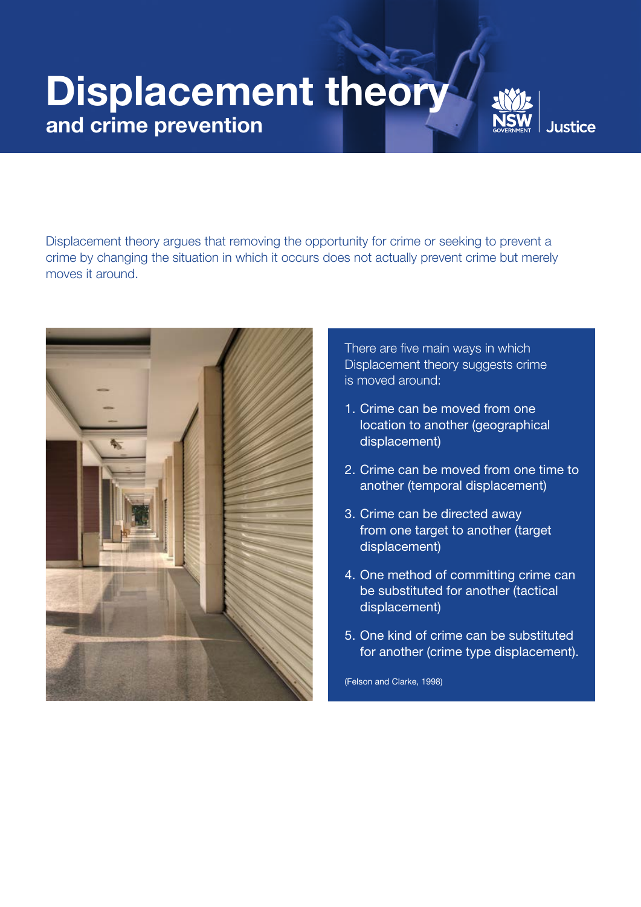# Displacement theory

## and crime prevention

NSW GOVERNMENT | Justice

Displacement theory argues that removing the opportunity for crime or seeking to prevent a crime by changing the situation in which it occurs does not actually prevent crime but merely moves it around.

There are five main ways in which Displacement theory suggests crime is moved around:

1. Crime can be moved from one location to another (geographical displacement)
2. Crime can be moved from one time to another (temporal displacement)
3. Crime can be directed away from one target to another (target displacement)
4. One method of committing crime can be substituted for another (tactical displacement)
5. One kind of crime can be substituted for another (crime type displacement).

(Felson and Clarke, 1998)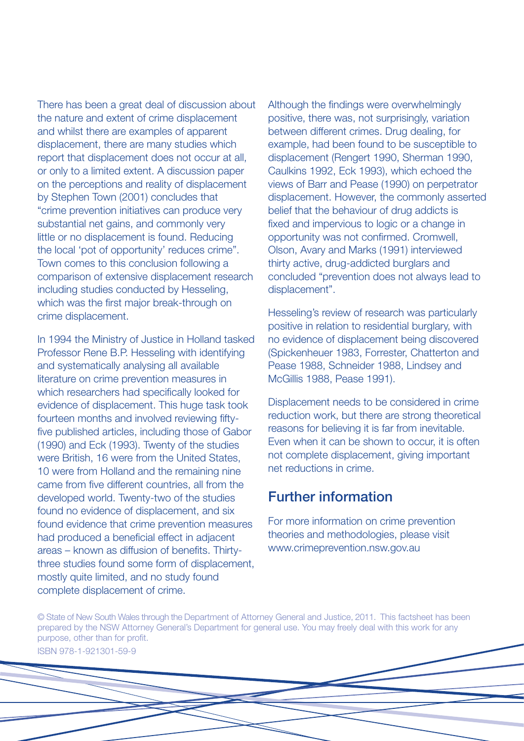There has been a great deal of discussion about the nature and extent of crime displacement and whilst there are examples of apparent displacement, there are many studies which report that displacement does not occur at all, or only to a limited extent. A discussion paper on the perceptions and reality of displacement by Stephen Town (2001) concludes that "crime prevention initiatives can produce very substantial net gains, and commonly very little or no displacement is found. Reducing the local 'pot of opportunity' reduces crime". Town comes to this conclusion following a comparison of extensive displacement research including studies conducted by Hesseling, which was the first major break-through on crime displacement.

In 1994 the Ministry of Justice in Holland tasked Professor Rene B.P. Hesseling with identifying and systematically analysing all available literature on crime prevention measures in which researchers had specifically looked for evidence of displacement. This huge task took fourteen months and involved reviewing fifty-five published articles, including those of Gabor (1990) and Eck (1993). Twenty of the studies were British, 16 were from the United States, 10 were from Holland and the remaining nine came from five different countries, all from the developed world. Twenty-two of the studies found no evidence of displacement, and six found evidence that crime prevention measures had produced a beneficial effect in adjacent areas – known as diffusion of benefits. Thirty-three studies found some form of displacement, mostly quite limited, and no study found complete displacement of crime.

Although the findings were overwhelmingly positive, there was, not surprisingly, variation between different crimes. Drug dealing, for example, had been found to be susceptible to displacement (Rengert 1990, Sherman 1990, Caulkins 1992, Eck 1993), which echoed the views of Barr and Pease (1990) on perpetrator displacement. However, the commonly asserted belief that the behaviour of drug addicts is fixed and impervious to logic or a change in opportunity was not confirmed. Cromwell, Olson, Avary and Marks (1991) interviewed thirty active, drug-addicted burglars and concluded "prevention does not always lead to displacement".

Hesseling's review of research was particularly positive in relation to residential burglary, with no evidence of displacement being discovered (Spickenheuer 1983, Forrester, Chatterton and Pease 1988, Schneider 1988, Lindsey and McGillis 1988, Pease 1991).

Displacement needs to be considered in crime reduction work, but there are strong theoretical reasons for believing it is far from inevitable. Even when it can be shown to occur, it is often not complete displacement, giving important net reductions in crime.

## Further information

For more information on crime prevention theories and methodologies, please visit www.crimeprevention.nsw.gov.au

© State of New South Wales through the Department of Attorney General and Justice, 2011. This factsheet has been prepared by the NSW Attorney General's Department for general use. You may freely deal with this work for any purpose, other than for profit.

ISBN 978-1-921301-59-9